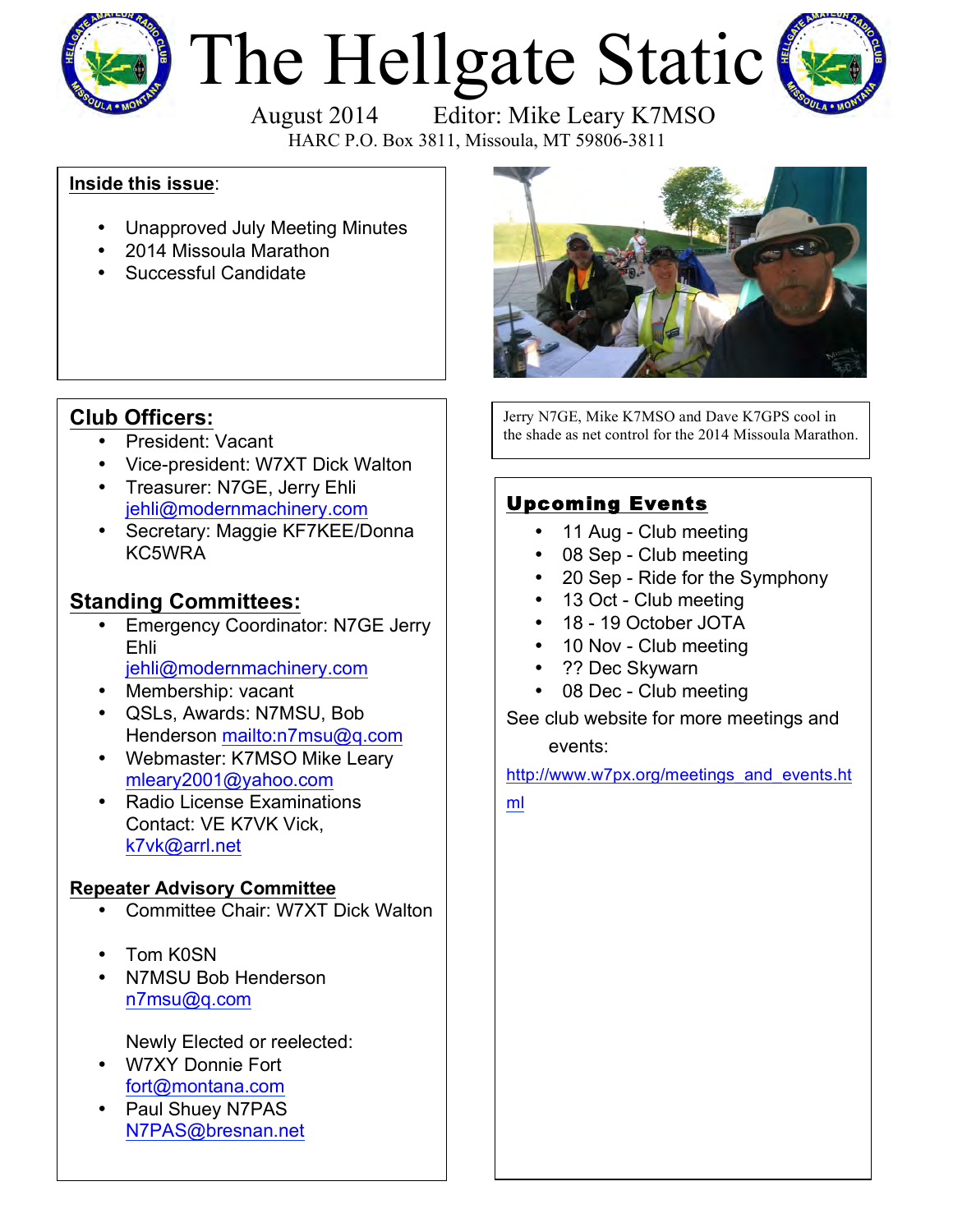# The Hellgate Static

August 2014 Editor: Mike Leary K7MSO

HARC P.O. Box 3811, Missoula, MT 59806-3811

**Inside this issue**:

- Unapproved July Meeting Minutes
- 2014 Missoula Marathon
- Successful Candidate

Jerry N7GE, Mike K7MSO and Dave K7GPS cool in the shade as net control for the 2014 Missoula Marathon.

## Club Officers:

- President: Vacant
- Vice-president: W7XT Dick Walton
- Treasurer: N7GE, Jerry Ehli jehli@modernmachinery.com
- Secretary: Maggie KF7KEE/Donna KC5WRA

## Standing Committees:

- Emergency Coordinator: N7GE Jerry Ehli jehli@modernmachinery.com
- Membership: vacant
- QSLs, Awards: N7MSU, Bob Henderson mailto:n7msu@q.com
- Webmaster: K7MSO Mike Leary mleary2001@yahoo.com
- Radio License Examinations Contact: VE K7VK Vick, k7vk@arrl.net

### Repeater Advisory Committee

- Committee Chair: W7XT Dick Walton
- Tom K0SN
- N7MSU Bob Henderson n7msu@q.com

Newly Elected or reelected:

- W7XY Donnie Fort fort@montana.com
- Paul Shuey N7PAS N7PAS@bresnan.net

## Upcoming Events

- 11 Aug - Club meeting
- 08 Sep - Club meeting
- 20 Sep - Ride for the Symphony
- 13 Oct - Club meeting
- 18 - 19 October JOTA
- 10 Nov - Club meeting
- ?? Dec Skywarn
- 08 Dec - Club meeting

See club website for more meetings and events:

http://www.w7px.org/meetings_and_events.html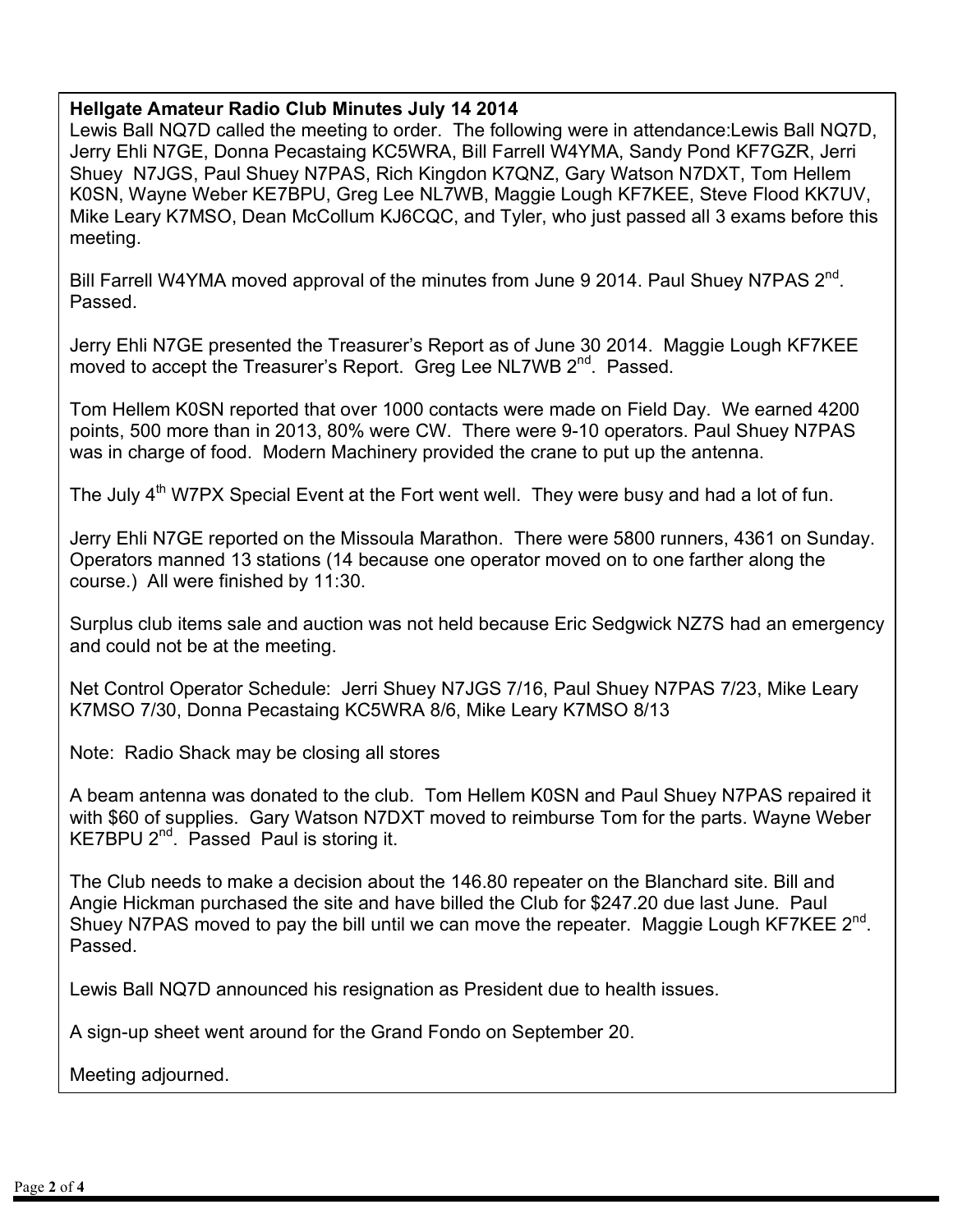**Hellgate Amateur Radio Club Minutes July 14 2014**

Lewis Ball NQ7D called the meeting to order. The following were in attendance:Lewis Ball NQ7D, Jerry Ehli N7GE, Donna Pecastaing KC5WRA, Bill Farrell W4YMA, Sandy Pond KF7GZR, Jerri Shuey N7JGS, Paul Shuey N7PAS, Rich Kingdon K7QNZ, Gary Watson N7DXT, Tom Hellem K0SN, Wayne Weber KE7BPU, Greg Lee NL7WB, Maggie Lough KF7KEE, Steve Flood KK7UV, Mike Leary K7MSO, Dean McCollum KJ6CQC, and Tyler, who just passed all 3 exams before this meeting.

Bill Farrell W4YMA moved approval of the minutes from June 9 2014. Paul Shuey N7PAS 2nd. Passed.

Jerry Ehli N7GE presented the Treasurer's Report as of June 30 2014. Maggie Lough KF7KEE moved to accept the Treasurer's Report. Greg Lee NL7WB 2nd. Passed.

Tom Hellem K0SN reported that over 1000 contacts were made on Field Day. We earned 4200 points, 500 more than in 2013, 80% were CW. There were 9-10 operators. Paul Shuey N7PAS was in charge of food. Modern Machinery provided the crane to put up the antenna.

The July 4th W7PX Special Event at the Fort went well. They were busy and had a lot of fun.

Jerry Ehli N7GE reported on the Missoula Marathon. There were 5800 runners, 4361 on Sunday. Operators manned 13 stations (14 because one operator moved on to one farther along the course.) All were finished by 11:30.

Surplus club items sale and auction was not held because Eric Sedgwick NZ7S had an emergency and could not be at the meeting.

Net Control Operator Schedule: Jerri Shuey N7JGS 7/16, Paul Shuey N7PAS 7/23, Mike Leary K7MSO 7/30, Donna Pecastaing KC5WRA 8/6, Mike Leary K7MSO 8/13

Note: Radio Shack may be closing all stores

A beam antenna was donated to the club. Tom Hellem K0SN and Paul Shuey N7PAS repaired it with $60 of supplies. Gary Watson N7DXT moved to reimburse Tom for the parts. Wayne Weber KE7BPU 2nd. Passed Paul is storing it.

The Club needs to make a decision about the 146.80 repeater on the Blanchard site. Bill and Angie Hickman purchased the site and have billed the Club for $247.20 due last June. Paul Shuey N7PAS moved to pay the bill until we can move the repeater. Maggie Lough KF7KEE 2nd. Passed.

Lewis Ball NQ7D announced his resignation as President due to health issues.

A sign-up sheet went around for the Grand Fondo on September 20.

Meeting adjourned.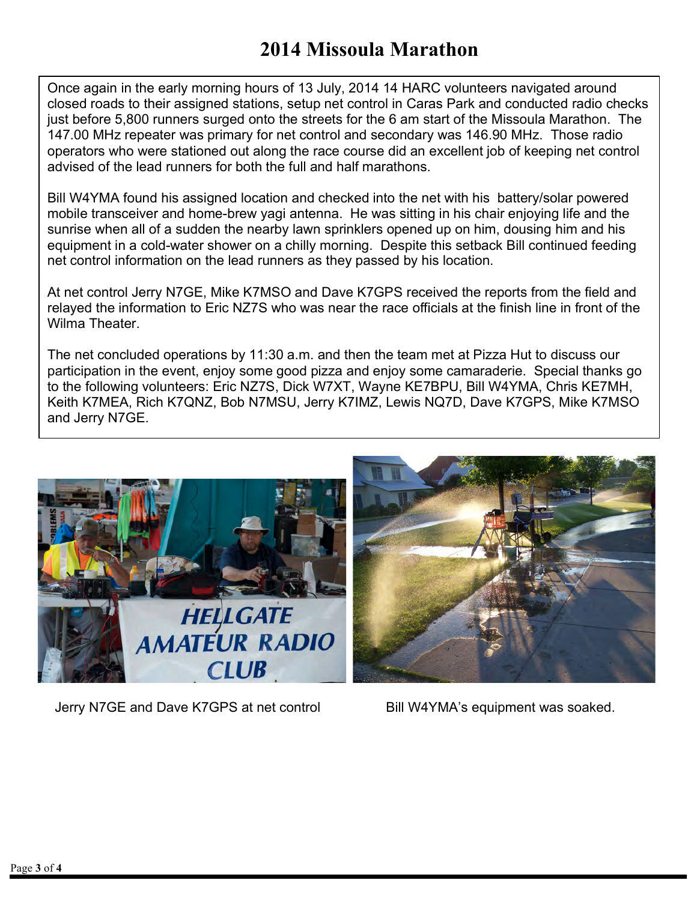# 2014 Missoula Marathon

Once again in the early morning hours of 13 July, 2014 14 HARC volunteers navigated around closed roads to their assigned stations, setup net control in Caras Park and conducted radio checks just before 5,800 runners surged onto the streets for the 6 am start of the Missoula Marathon. The 147.00 MHz repeater was primary for net control and secondary was 146.90 MHz. Those radio operators who were stationed out along the race course did an excellent job of keeping net control advised of the lead runners for both the full and half marathons.

Bill W4YMA found his assigned location and checked into the net with his battery/solar powered mobile transceiver and home-brew yagi antenna. He was sitting in his chair enjoying life and the sunrise when all of a sudden the nearby lawn sprinklers opened up on him, dousing him and his equipment in a cold-water shower on a chilly morning. Despite this setback Bill continued feeding net control information on the lead runners as they passed by his location.

At net control Jerry N7GE, Mike K7MSO and Dave K7GPS received the reports from the field and relayed the information to Eric NZ7S who was near the race officials at the finish line in front of the Wilma Theater.

The net concluded operations by 11:30 a.m. and then the team met at Pizza Hut to discuss our participation in the event, enjoy some good pizza and enjoy some camaraderie. Special thanks go to the following volunteers: Eric NZ7S, Dick W7XT, Wayne KE7BPU, Bill W4YMA, Chris KE7MH, Keith K7MEA, Rich K7QNZ, Bob N7MSU, Jerry K7IMZ, Lewis NQ7D, Dave K7GPS, Mike K7MSO and Jerry N7GE.

Jerry N7GE and Dave K7GPS at net control

Bill W4YMA's equipment was soaked.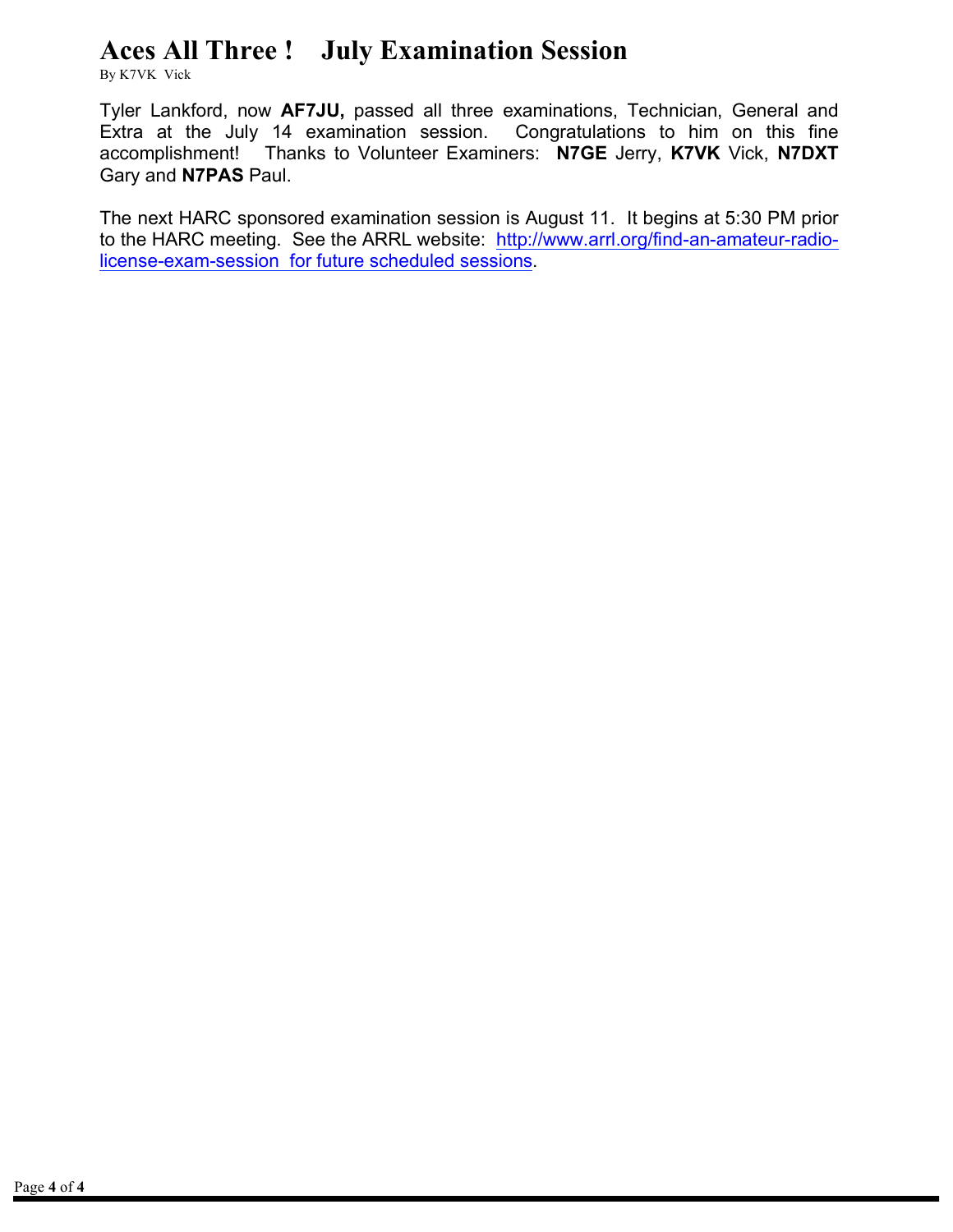# Aces All Three ! July Examination Session

By K7VK Vick

Tyler Lankford, now **AF7JU,** passed all three examinations, Technician, General and Extra at the July 14 examination session. Congratulations to him on this fine accomplishment! Thanks to Volunteer Examiners: **N7GE** Jerry, **K7VK** Vick, **N7DXT** Gary and **N7PAS** Paul.

The next HARC sponsored examination session is August 11. It begins at 5:30 PM prior to the HARC meeting. See the ARRL website: [http://www.arrl.org/find-an-amateur-radio-license-exam-session for future scheduled sessions](http://www.arrl.org/find-an-amateur-radio-license-exam-session).